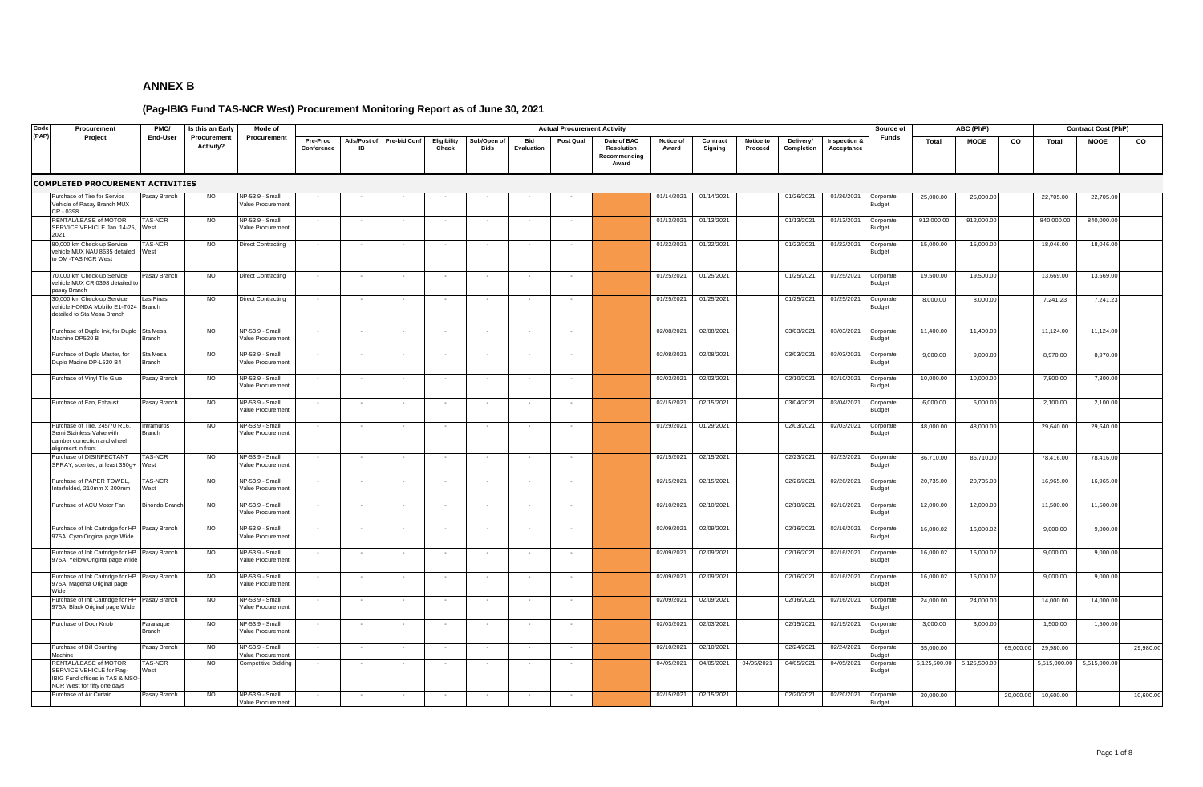# ANNEX B

## (Pag-IBIG Fund TAS-NCR West) Procurement Monitoring Report as of June 30, 2021

| Code (PAP) | Procurement Project | PMO/ End-User | Is this an Early Procurement Activity? | Mode of Procurement | Actual Procurement Activity | | | | | | | | | | | | | | Source of Funds | ABC (PhP) | | | Contract Cost (PhP) | | |
|---|---|---|---|---|---|---|---|---|---|---|---|---|---|---|---|---|---|---|---|---|---|---|---|---|---|
| | | | | | Pre-Proc Conference | Ads/Post of IB | Pre-bid Conf | Eligibility Check | Sub/Open of Bids | Bid Evaluation | Post Qual | Date of BAC Resolution Recommending Award | Notice of Award | Contract Signing | Notice to Proceed | Delivery/ Completion | Inspection & Acceptance | | | Total | MOOE | CO | Total | MOOE | CO |
| **COMPLETED PROCUREMENT ACTIVITIES** | | | | | | | | | | | | | | | | | | | | | | | | | |
| | Purchase of Tire for Service Vehicle of Pasay Branch MUX CR - 0398 | Pasay Branch | NO | NP-53.9 - Small Value Procurement | - | - | - | - | - | - | - | | 01/14/2021 | 01/14/2021 | | 01/26/2021 | 01/26/2021 | Corporate Budget | 25,000.00 | 25,000.00 | | 22,705.00 | 22,705.00 | |
| | RENTAL/LEASE of MOTOR SERVICE VEHICLE Jan. 14-25, 2021 | TAS-NCR West | NO | NP-53.9 - Small Value Procurement | - | - | - | - | - | - | - | | 01/13/2021 | 01/13/2021 | | 01/13/2021 | 01/13/2021 | Corporate Budget | 912,000.00 | 912,000.00 | | 840,000.00 | 840,000.00 | |
| | 80,000 km Check-up Service vehicle MUX NAU 8635 detailed to OM -TAS NCR West | TAS-NCR West | NO | Direct Contracting | - | - | - | - | - | - | - | | 01/22/2021 | 01/22/2021 | | 01/22/2021 | 01/22/2021 | Corporate Budget | 15,000.00 | 15,000.00 | | 18,046.00 | 18,046.00 | |
| | 70,000 km Check-up Service vehicle MUX CR 0398 detailed to pasay Branch | Pasay Branch | NO | Direct Contracting | - | - | - | - | - | - | - | | 01/25/2021 | 01/25/2021 | | 01/25/2021 | 01/25/2021 | Corporate Budget | 19,500.00 | 19,500.00 | | 13,669.00 | 13,669.00 | |
| | 30,000 km Check-up Service vehicle HONDA Mobilio E1-T024 detailed to Sta Mesa Branch | Las Pinas Branch | NO | Direct Contracting | - | - | - | - | - | - | - | | 01/25/2021 | 01/25/2021 | | 01/25/2021 | 01/25/2021 | Corporate Budget | 8,000.00 | 8,000.00 | | 7,241.23 | 7,241.23 | |
| | Purchase of Duplo Ink, for Duplo Machine DP520 B | Sta Mesa Branch | NO | NP-53.9 - Small Value Procurement | - | - | - | - | - | - | - | | 02/08/2021 | 02/08/2021 | | 03/03/2021 | 03/03/2021 | Corporate Budget | 11,400.00 | 11,400.00 | | 11,124.00 | 11,124.00 | |
| | Purchase of Duplo Master, for Duplo Macine DP-L520 B4 | Sta Mesa Branch | NO | NP-53.9 - Small Value Procurement | - | - | - | - | - | - | - | | 02/08/2021 | 02/08/2021 | | 03/03/2021 | 03/03/2021 | Corporate Budget | 9,000.00 | 9,000.00 | | 8,970.00 | 8,970.00 | |
| | Purchase of Vinyl Tile Glue | Pasay Branch | NO | NP-53.9 - Small Value Procurement | - | - | - | - | - | - | - | | 02/03/2021 | 02/03/2021 | | 02/10/2021 | 02/10/2021 | Corporate Budget | 10,000.00 | 10,000.00 | | 7,800.00 | 7,800.00 | |
| | Purchase of Fan, Exhaust | Pasay Branch | NO | NP-53.9 - Small Value Procurement | - | - | - | - | - | - | - | | 02/15/2021 | 02/15/2021 | | 03/04/2021 | 03/04/2021 | Corporate Budget | 6,000.00 | 6,000.00 | | 2,100.00 | 2,100.00 | |
| | Purchase of Tire, 245/70 R16, Semi Stainless Valve with camber correction and wheel alignment in front | Intramuros Branch | NO | NP-53.9 - Small Value Procurement | - | - | - | - | - | - | - | | 01/29/2021 | 01/29/2021 | | 02/03/2021 | 02/03/2021 | Corporate Budget | 48,000.00 | 48,000.00 | | 29,640.00 | 29,640.00 | |
| | Purchase of DISINFECTANT SPRAY, scented, at least 350g+ | TAS-NCR West | NO | NP-53.9 - Small Value Procurement | - | - | - | - | - | - | - | | 02/15/2021 | 02/15/2021 | | 02/23/2021 | 02/23/2021 | Corporate Budget | 86,710.00 | 86,710.00 | | 78,416.00 | 78,416.00 | |
| | Purchase of PAPER TOWEL, Interfolded, 210mm X 200mm | TAS-NCR West | NO | NP-53.9 - Small Value Procurement | - | - | - | - | - | - | - | | 02/15/2021 | 02/15/2021 | | 02/26/2021 | 02/26/2021 | Corporate Budget | 20,735.00 | 20,735.00 | | 16,965.00 | 16,965.00 | |
| | Purchase of ACU Motor Fan | Binondo Branch | NO | NP-53.9 - Small Value Procurement | - | - | - | - | - | - | - | | 02/10/2021 | 02/10/2021 | | 02/10/2021 | 02/10/2021 | Corporate Budget | 12,000.00 | 12,000.00 | | 11,500.00 | 11,500.00 | |
| | Purchase of Ink Cartridge for HP 975A, Cyan Original page Wide | Pasay Branch | NO | NP-53.9 - Small Value Procurement | - | - | - | - | - | - | - | | 02/09/2021 | 02/09/2021 | | 02/16/2021 | 02/16/2021 | Corporate Budget | 16,000.02 | 16,000.02 | | 9,000.00 | 9,000.00 | |
| | Purchase of Ink Cartridge for HP 975A, Yellow Original page Wide | Pasay Branch | NO | NP-53.9 - Small Value Procurement | - | - | - | - | - | - | - | | 02/09/2021 | 02/09/2021 | | 02/16/2021 | 02/16/2021 | Corporate Budget | 16,000.02 | 16,000.02 | | 9,000.00 | 9,000.00 | |
| | Purchase of Ink Cartridge for HP 975A, Magenta Original page Wide | Pasay Branch | NO | NP-53.9 - Small Value Procurement | - | - | - | - | - | - | - | | 02/09/2021 | 02/09/2021 | | 02/16/2021 | 02/16/2021 | Corporate Budget | 16,000.02 | 16,000.02 | | 9,000.00 | 9,000.00 | |
| | Purchase of Ink Cartridge for HP 975A, Black Original page Wide | Pasay Branch | NO | NP-53.9 - Small Value Procurement | - | - | - | - | - | - | - | | 02/09/2021 | 02/09/2021 | | 02/16/2021 | 02/16/2021 | Corporate Budget | 24,000.00 | 24,000.00 | | 14,000.00 | 14,000.00 | |
| | Purchase of Door Knob | Paranaque Branch | NO | NP-53.9 - Small Value Procurement | - | - | - | - | - | - | - | | 02/03/2021 | 02/03/2021 | | 02/15/2021 | 02/15/2021 | Corporate Budget | 3,000.00 | 3,000.00 | | 1,500.00 | 1,500.00 | |
| | Purchase of Bill Counting Machine | Pasay Branch | NO | NP-53.9 - Small Value Procurement | - | - | - | - | - | - | - | | 02/10/2021 | 02/10/2021 | | 02/24/2021 | 02/24/2021 | Corporate Budget | 65,000.00 | | 65,000.00 | 29,980.00 | | 29,980.00 |
| | RENTAL/LEASE of MOTOR SERVICE VEHICLE for Pag-IBIG Fund offices in TAS & MSO-NCR West for fifty one days | TAS-NCR West | NO | Competitive Bidding | - | - | - | - | - | - | - | | 04/05/2021 | 04/05/2021 | 04/05/2021 | 04/05/2021 | 04/05/2021 | Corporate Budget | 5,125,500.00 | 5,125,500.00 | | 5,515,000.00 | 5,515,000.00 | |
| | Purchase of Air Curtain | Pasay Branch | NO | NP-53.9 - Small Value Procurement | - | - | - | - | - | - | - | | 02/15/2021 | 02/15/2021 | | 02/20/2021 | 02/20/2021 | Corporate Budget | 20,000.00 | | 20,000.00 | 10,600.00 | | 10,600.00 |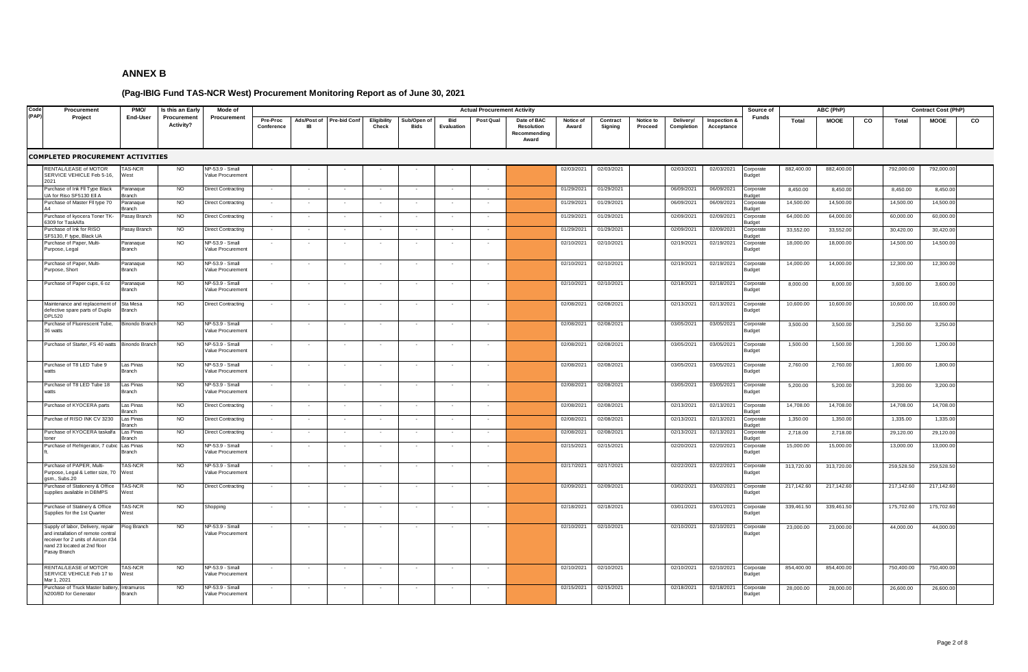# ANNEX B

## (Pag-IBIG Fund TAS-NCR West) Procurement Monitoring Report as of June 30, 2021

| Code (PAP) | Procurement Project | PMO/ End-User | Is this an Early Procurement Activity? | Mode of Procurement | Actual Procurement Activity | | | | | | | | | | | | | | Source of Funds | ABC (PhP) | | | Contract Cost (PhP) | | |
|---|---|---|---|---|---|---|---|---|---|---|---|---|---|---|---|---|---|---|---|---|---|---|---|---|---|
| | | | | | Pre-Proc Conference | Ads/Post of IB | Pre-bid Conf | Eligibility Check | Sub/Open of Bids | Bid Evaluation | Post Qual | Date of BAC Resolution Recommending Award | Notice of Award | Contract Signing | Notice to Proceed | Delivery/ Completion | Inspection & Acceptance | | | Total | MOOE | CO | Total | MOOE | CO |
| **COMPLETED PROCUREMENT ACTIVITIES** | | | | | | | | | | | | | | | | | | | | | | | | | |
| | RENTAL/LEASE of MOTOR SERVICE VEHICLE Feb 5-16, 2021 | TAS-NCR West | NO | NP-53.9 - Small Value Procurement | - | - | - | - | - | - | - | | 02/03/2021 | 02/03/2021 | | 02/03/2021 | 02/03/2021 | Corporate Budget | 882,400.00 | 882,400.00 | | 792,000.00 | 792,000.00 | |
| | Purchase of Ink FII Type Black UA for Riso SF5130 EII A | Paranaque Branch | NO | Direct Contracting | - | - | - | - | - | - | - | | 01/29/2021 | 01/29/2021 | | 06/09/2021 | 06/09/2021 | Corporate Budget | 8,450.00 | 8,450.00 | | 8,450.00 | 8,450.00 | |
| | Purchase of Master FII type 70 A4 | Paranaque Branch | NO | Direct Contracting | - | - | - | - | - | - | - | | 01/29/2021 | 01/29/2021 | | 06/09/2021 | 06/09/2021 | Corporate Budget | 14,500.00 | 14,500.00 | | 14,500.00 | 14,500.00 | |
| | Purchase of kyocera Toner TK-6309 for TaskAlfa | Pasay Branch | NO | Direct Contracting | - | - | - | - | - | - | - | | 01/29/2021 | 01/29/2021 | | 02/09/2021 | 02/09/2021 | Corporate Budget | 64,000.00 | 64,000.00 | | 60,000.00 | 60,000.00 | |
| | Purchase of Ink for RISO SF5130, F type, Black UA | Pasay Branch | NO | Direct Contracting | - | - | - | - | - | - | - | | 01/29/2021 | 01/29/2021 | | 02/09/2021 | 02/09/2021 | Corporate Budget | 33,552.00 | 33,552.00 | | 30,420.00 | 30,420.00 | |
| | Purchase of Paper, Multi-Purpose, Legal | Paranaque Branch | NO | NP-53.9 - Small Value Procurement | - | - | - | - | - | - | - | | 02/10/2021 | 02/10/2021 | | 02/19/2021 | 02/19/2021 | Corporate Budget | 18,000.00 | 18,000.00 | | 14,500.00 | 14,500.00 | |
| | Purchase of Paper, Multi-Purpose, Short | Paranaque Branch | NO | NP-53.9 - Small Value Procurement | - | - | - | - | - | - | - | | 02/10/2021 | 02/10/2021 | | 02/19/2021 | 02/19/2021 | Corporate Budget | 14,000.00 | 14,000.00 | | 12,300.00 | 12,300.00 | |
| | Purchase of Paper cups, 6 oz | Paranaque Branch | NO | NP-53.9 - Small Value Procurement | - | - | - | - | - | - | - | | 02/10/2021 | 02/10/2021 | | 02/18/2021 | 02/18/2021 | Corporate Budget | 8,000.00 | 8,000.00 | | 3,600.00 | 3,600.00 | |
| | Maintenance and replacement of defective spare parts of Duplo DPL520 | Sta Mesa Branch | NO | Direct Contracting | - | - | - | - | - | - | - | | 02/08/2021 | 02/08/2021 | | 02/13/2021 | 02/13/2021 | Corporate Budget | 10,600.00 | 10,600.00 | | 10,600.00 | 10,600.00 | |
| | Purchase of Fluorescent Tube, 36 watts | Binondo Branch | NO | NP-53.9 - Small Value Procurement | - | - | - | - | - | - | - | | 02/08/2021 | 02/08/2021 | | 03/05/2021 | 03/05/2021 | Corporate Budget | 3,500.00 | 3,500.00 | | 3,250.00 | 3,250.00 | |
| | Purchase of Starter, FS 40 watts | Binondo Branch | NO | NP-53.9 - Small Value Procurement | - | - | - | - | - | - | - | | 02/08/2021 | 02/08/2021 | | 03/05/2021 | 03/05/2021 | Corporate Budget | 1,500.00 | 1,500.00 | | 1,200.00 | 1,200.00 | |
| | Purchase of T8 LED Tube 9 watts | Las Pinas Branch | NO | NP-53.9 - Small Value Procurement | - | - | - | - | - | - | - | | 02/08/2021 | 02/08/2021 | | 03/05/2021 | 03/05/2021 | Corporate Budget | 2,760.00 | 2,760.00 | | 1,800.00 | 1,800.00 | |
| | Purchase of T8 LED Tube 18 watts | Las Pinas Branch | NO | NP-53.9 - Small Value Procurement | - | - | - | - | - | - | - | | 02/08/2021 | 02/08/2021 | | 03/05/2021 | 03/05/2021 | Corporate Budget | 5,200.00 | 5,200.00 | | 3,200.00 | 3,200.00 | |
| | Purchase of KYOCERA parts | Las Pinas Branch | NO | Direct Contracting | - | - | - | - | - | - | - | | 02/08/2021 | 02/08/2021 | | 02/13/2021 | 02/13/2021 | Corporate Budget | 14,708.00 | 14,708.00 | | 14,708.00 | 14,708.00 | |
| | Purchae of RISO INK CV 3230 | Las Pinas Branch | NO | Direct Contracting | - | - | - | - | - | - | - | | 02/08/2021 | 02/08/2021 | | 02/13/2021 | 02/13/2021 | Corporate Budget | 1,350.00 | 1,350.00 | | 1,335.00 | 1,335.00 | |
| | Purchase of KYOCERA taskalfa toner | Las Pinas Branch | NO | Direct Contracting | - | - | - | - | - | - | - | | 02/08/2021 | 02/08/2021 | | 02/13/2021 | 02/13/2021 | Corporate Budget | 2,718.00 | 2,718.00 | | 29,120.00 | 29,120.00 | |
| | Purchase of Refrigerator, 7 cubic ft. | Las Pinas Branch | NO | NP-53.9 - Small Value Procurement | - | - | - | - | - | - | - | | 02/15/2021 | 02/15/2021 | | 02/20/2021 | 02/20/2021 | Corporate Budget | 15,000.00 | 15,000.00 | | 13,000.00 | 13,000.00 | |
| | Purchase of PAPER, Multi-Purpose, Legal & Letter size, 70 gsm., Subs.20 | TAS-NCR West | NO | NP-53.9 - Small Value Procurement | - | - | - | - | - | - | - | | 02/17/2021 | 02/17/2021 | | 02/22/2021 | 02/22/2021 | Corporate Budget | 313,720.00 | 313,720.00 | | 259,528.50 | 259,528.50 | |
| | Purchase of Stationery & Office supplies available in DBMPS | TAS-NCR West | NO | Direct Contracting | - | - | - | - | - | - | - | | 02/09/2021 | 02/09/2021 | | 03/02/2021 | 03/02/2021 | Corporate Budget | 217,142.60 | 217,142.60 | | 217,142.60 | 217,142.60 | |
| | Purchase of Statinery & Office Supplies for the 1st Quarter | TAS-NCR West | NO | Shopping | - | - | - | - | - | - | - | | 02/18/2021 | 02/18/2021 | | 03/01/2021 | 03/01/2021 | Corporate Budget | 339,461.50 | 339,461.50 | | 175,702.60 | 175,702.60 | |
| | Supply of labor, Delivery, repair and installation of remote contral receiver for 2 units of Aircon #34 nand 23 located at 2nd floor Pasay Branch | Pioq Branch | NO | NP-53.9 - Small Value Procurement | - | - | - | - | - | - | - | | 02/10/2021 | 02/10/2021 | | 02/10/2021 | 02/10/2021 | Corporate Budget | 23,000.00 | 23,000.00 | | 44,000.00 | 44,000.00 | |
| | RENTAL/LEASE of MOTOR SERVICE VEHICLE Feb 17 to Mar 1, 2021 | TAS-NCR West | NO | NP-53.9 - Small Value Procurement | - | - | - | - | - | - | - | | 02/10/2021 | 02/10/2021 | | 02/10/2021 | 02/10/2021 | Corporate Budget | 854,400.00 | 854,400.00 | | 750,400.00 | 750,400.00 | |
| | Purchase of Truck Master battery, N200/8D for Generator | Intramuros Branch | NO | NP-53.9 - Small Value Procurement | - | - | - | - | - | - | - | | 02/15/2021 | 02/15/2021 | | 02/18/2021 | 02/18/2021 | Corporate Budget | 28,000.00 | 28,000.00 | | 26,600.00 | 26,600.00 | |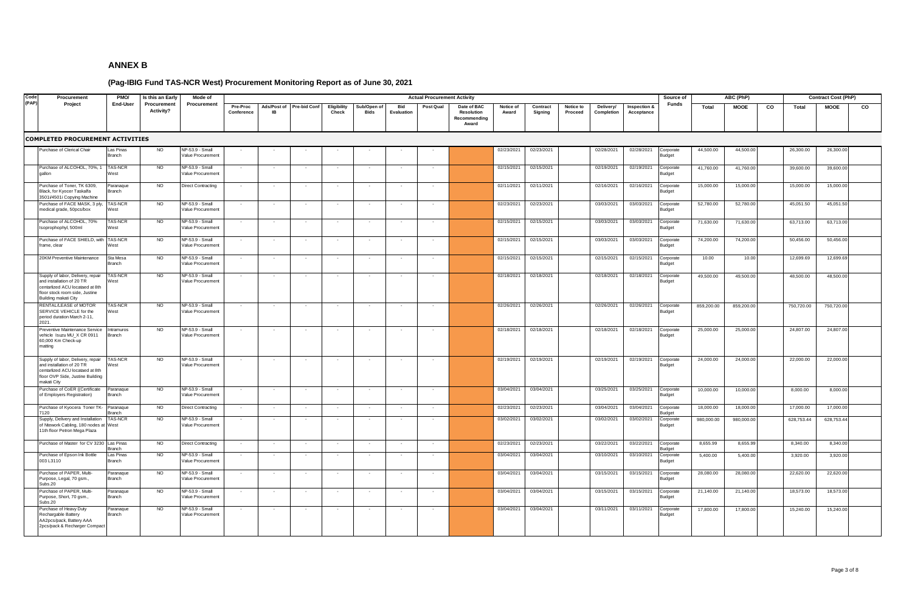## ANNEX B

### (Pag-IBIG Fund TAS-NCR West) Procurement Monitoring Report as of June 30, 2021

| Code (PAP) | Procurement Project | PMO/ End-User | Is this an Early Procurement Activity? | Mode of Procurement | Actual Procurement Activity | | | | | | | | | | | | | | Source of Funds | ABC (PhP) | | | Contract Cost (PhP) | | |
|---|---|---|---|---|---|---|---|---|---|---|---|---|---|---|---|---|---|---|---|---|---|---|---|---|---|
| | | | | | Pre-Proc Conference | Ads/Post of IB | Pre-bid Conf | Eligibility Check | Sub/Open of Bids | Bid Evaluation | Post Qual | Date of BAC Resolution Recommending Award | Notice of Award | Contract Signing | Notice to Proceed | Delivery/ Completion | Inspection & Acceptance | | | Total | MOOE | CO | Total | MOOE | CO |
| **COMPLETED PROCUREMENT ACTIVITIES** | | | | | | | | | | | | | | | | | | | | | | | | | |
| | Purchase of Clerical Chair | Las Pinas Branch | NO | NP-53.9 - Small Value Procurement | - | - | - | - | - | - | - | | 02/23/2021 | 02/23/2021 | | 02/28/2021 | 02/28/2021 | | Corporate Budget | 44,500.00 | 44,500.00 | | 26,300.00 | 26,300.00 | |
| | Purchase of ALCOHOL, 70%, 1 gallon | TAS-NCR West | NO | NP-53.9 - Small Value Procurement | - | - | - | - | - | - | - | | 02/15/2021 | 02/15/2021 | | 02/19/2021 | 02/19/2021 | | Corporate Budget | 41,760.00 | 41,760.00 | | 39,600.00 | 39,600.00 | |
| | Purchase of Toner, TK 6309, Black, for Kyocer Taskalfa 3501i/4501i Copying Machine | Paranaque Branch | NO | Direct Contracting | - | - | - | - | - | - | - | | 02/11/2021 | 02/11/2021 | | 02/16/2021 | 02/16/2021 | | Corporate Budget | 15,000.00 | 15,000.00 | | 15,000.00 | 15,000.00 | |
| | Purchase of FACE MASK, 3 ply, medical grade, 50pcs/box | TAS-NCR West | NO | NP-53.9 - Small Value Procurement | - | - | - | - | - | - | - | | 02/23/2021 | 02/23/2021 | | 03/03/2021 | 03/03/2021 | | Corporate Budget | 52,780.00 | 52,780.00 | | 45,051.50 | 45,051.50 | |
| | Purchase of ALCOHOL, 70% Isoprophophyl, 500ml | TAS-NCR West | NO | NP-53.9 - Small Value Procurement | - | - | - | - | - | - | - | | 02/15/2021 | 02/15/2021 | | 03/03/2021 | 03/03/2021 | | Corporate Budget | 71,630.00 | 71,630.00 | | 63,713.00 | 63,713.00 | |
| | Purchase of FACE SHIELD, with frame, clear | TAS-NCR West | NO | NP-53.9 - Small Value Procurement | - | - | - | - | - | - | - | | 02/15/2021 | 02/15/2021 | | 03/03/2021 | 03/03/2021 | | Corporate Budget | 74,200.00 | 74,200.00 | | 50,456.00 | 50,456.00 | |
| | 20KM Preventive Maintenance | Sta Mesa Branch | NO | NP-53.9 - Small Value Procurement | - | - | - | - | - | - | - | | 02/15/2021 | 02/15/2021 | | 02/15/2021 | 02/15/2021 | | Corporate Budget | 10.00 | 10.00 | | 12,699.69 | 12,699.69 | |
| | Supply of labor, Delivery, repair and installation of 20 TR centarlized ACU locataed at 8th floor stock room side, Justine Building makati City | TAS-NCR West | NO | NP-53.9 - Small Value Procurement | - | - | - | - | - | - | - | | 02/18/2021 | 02/18/2021 | | 02/18/2021 | 02/18/2021 | | Corporate Budget | 49,500.00 | 49,500.00 | | 48,500.00 | 48,500.00 | |
| | RENTAL/LEASE of MOTOR SERVICE VEHICLE for the period duration March 2-11, 2021. | TAS-NCR West | NO | NP-53.9 - Small Value Procurement | - | - | - | - | - | - | - | | 02/26/2021 | 02/26/2021 | | 02/26/2021 | 02/26/2021 | | Corporate Budget | 859,200.00 | 859,200.00 | | 750,720.00 | 750,720.00 | |
| | Preventive Maintenance Service vehicle Isuzu MU_X CR 0911 60,000 Km Check-up matting | Intramuros Branch | NO | NP-53.9 - Small Value Procurement | - | - | - | - | - | - | - | | 02/18/2021 | 02/18/2021 | | 02/18/2021 | 02/18/2021 | | Corporate Budget | 25,000.00 | 25,000.00 | | 24,807.00 | 24,807.00 | |
| | Supply of labor, Delivery, repair and installation of 20 TR centarlized ACU locataed at 8th floor OVP Side, Justine Building makati City | TAS-NCR West | NO | NP-53.9 - Small Value Procurement | - | - | - | - | - | - | - | | 02/19/2021 | 02/19/2021 | | 02/19/2021 | 02/19/2021 | | Corporate Budget | 24,000.00 | 24,000.00 | | 22,000.00 | 22,000.00 | |
| | Purchase of CoER ((Certificate of Employers Registration) | Paranaque Branch | NO | NP-53.9 - Small Value Procurement | - | - | - | - | - | - | - | | 03/04/2021 | 03/04/2021 | | 03/25/2021 | 03/25/2021 | | Corporate Budget | 10,000.00 | 10,000.00 | | 8,000.00 | 8,000.00 | |
| | Purchase of Kyocera Toner TK-7120 | Paranaque Branch | NO | Direct Contracting | - | - | - | - | - | - | - | | 02/23/2021 | 02/23/2021 | | 03/04/2021 | 03/04/2021 | | Corporate Budget | 18,000.00 | 18,000.00 | | 17,000.00 | 17,000.00 | |
| | Supply, Delivery and Installation of Nlework Cabling, 180 nodes at 11th floor Petron Mega Plaza | TAS-NCR West | NO | NP-53.9 - Small Value Procurement | - | - | - | - | - | - | - | | 03/02/2021 | 03/02/2021 | | 03/02/2021 | 03/02/2021 | | Corporate Budget | 980,000.00 | 980,000.00 | | 628,753.44 | 628,753.44 | |
| | Purchase of Master for CV 3230 | Las Pinas Branch | NO | Direct Contracting | - | - | - | - | - | - | - | | 02/23/2021 | 02/23/2021 | | 03/22/2021 | 03/22/2021 | | Corporate Budget | 8,655.99 | 8,655.99 | | 8,340.00 | 8,340.00 | |
| | Purchase of Epson Ink Bottle 003 L3110 | Las Pinas Branch | NO | NP-53.9 - Small Value Procurement | - | - | - | - | - | - | - | | 03/04/2021 | 03/04/2021 | | 03/10/2021 | 03/10/2021 | | Corporate Budget | 5,400.00 | 5,400.00 | | 3,920.00 | 3,920.00 | |
| | Purchase of PAPER, Multi-Purpose, Legal, 70 gsm., Subs.20 | Paranaque Branch | NO | NP-53.9 - Small Value Procurement | - | - | - | - | - | - | - | | 03/04/2021 | 03/04/2021 | | 03/15/2021 | 03/15/2021 | | Corporate Budget | 28,080.00 | 28,080.00 | | 22,620.00 | 22,620.00 | |
| | Purchase of PAPER, Multi-Purpose, Short, 70 gsm., Subs.20 | Paranaque Branch | NO | NP-53.9 - Small Value Procurement | - | - | - | - | - | - | - | | 03/04/2021 | 03/04/2021 | | 03/15/2021 | 03/15/2021 | | Corporate Budget | 21,140.00 | 21,140.00 | | 18,573.00 | 18,573.00 | |
| | Purchase of Heavy Duty Rechargable Battery AA2pcs/pack, Battery AAA 2pcs/pack & Recharger Compact | Paranaque Branch | NO | NP-53.9 - Small Value Procurement | - | - | - | - | - | - | - | | 03/04/2021 | 03/04/2021 | | 03/11/2021 | 03/11/2021 | | Corporate Budget | 17,800.00 | 17,800.00 | | 15,240.00 | 15,240.00 | |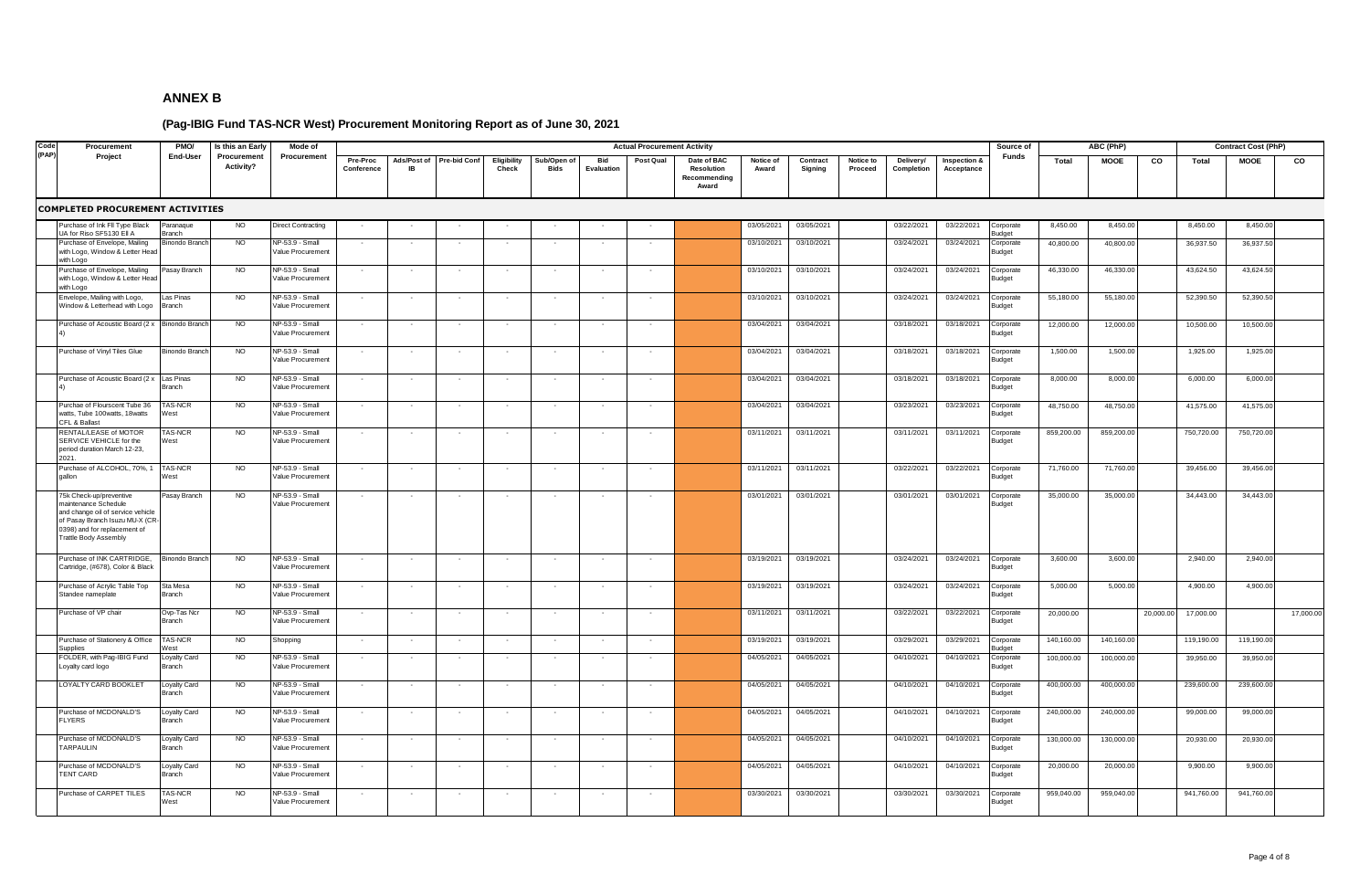# ANNEX B

## (Pag-IBIG Fund TAS-NCR West) Procurement Monitoring Report as of June 30, 2021

| Code (PAP) | Procurement Project | PMO/ End-User | Is this an Early Procurement Activity? | Mode of Procurement | Actual Procurement Activity | | | | | | | | | | | | | | Source of Funds | ABC (PhP) | | | Contract Cost (PhP) | | |
|---|---|---|---|---|---|---|---|---|---|---|---|---|---|---|---|---|---|---|---|---|---|---|---|---|---|
| | | | | | Pre-Proc Conference | Ads/Post of IB | Pre-bid Conf | Eligibility Check | Sub/Open of Bids | Bid Evaluation | Post Qual | Date of BAC Resolution Recommending Award | Notice of Award | Contract Signing | Notice to Proceed | Delivery/ Completion | Inspection & Acceptance | | | Total | MOOE | CO | Total | MOOE | CO |
| **COMPLETED PROCUREMENT ACTIVITIES** | | | | | | | | | | | | | | | | | | | | | | | | | |
| | Purchase of Ink Fll Type Black UA for Riso SF5130 EII A | Paranaque Branch | NO | Direct Contracting | - | - | - | - | - | - | - | | 03/05/2021 | 03/05/2021 | | 03/22/2021 | 03/22/2021 | | Corporate Budget | 8,450.00 | 8,450.00 | | 8,450.00 | 8,450.00 | |
| | Purchase of Envelope, Mailing with Logo, Window & Letter Head with Logo | Binondo Branch | NO | NP-53.9 - Small Value Procurement | - | - | - | - | - | - | - | | 03/10/2021 | 03/10/2021 | | 03/24/2021 | 03/24/2021 | | Corporate Budget | 40,800.00 | 40,800.00 | | 36,937.50 | 36,937.50 | |
| | Purchase of Envelope, Mailing with Logo, Window & Letter Head with Logo | Pasay Branch | NO | NP-53.9 - Small Value Procurement | - | - | - | - | - | - | - | | 03/10/2021 | 03/10/2021 | | 03/24/2021 | 03/24/2021 | | Corporate Budget | 46,330.00 | 46,330.00 | | 43,624.50 | 43,624.50 | |
| | Envelope, Mailing with Logo, Window & Letterhead with Logo | Las Pinas Branch | NO | NP-53.9 - Small Value Procurement | - | - | - | - | - | - | - | | 03/10/2021 | 03/10/2021 | | 03/24/2021 | 03/24/2021 | | Corporate Budget | 55,180.00 | 55,180.00 | | 52,390.50 | 52,390.50 | |
| | Purchase of Acoustic Board (2 x 4) | Binondo Branch | NO | NP-53.9 - Small Value Procurement | - | - | - | - | - | - | - | | 03/04/2021 | 03/04/2021 | | 03/18/2021 | 03/18/2021 | | Corporate Budget | 12,000.00 | 12,000.00 | | 10,500.00 | 10,500.00 | |
| | Purchase of Vinyl Tiles Glue | Binondo Branch | NO | NP-53.9 - Small Value Procurement | - | - | - | - | - | - | - | | 03/04/2021 | 03/04/2021 | | 03/18/2021 | 03/18/2021 | | Corporate Budget | 1,500.00 | 1,500.00 | | 1,925.00 | 1,925.00 | |
| | Purchase of Acoustic Board (2 x 4) | Las Pinas Branch | NO | NP-53.9 - Small Value Procurement | - | - | - | - | - | - | - | | 03/04/2021 | 03/04/2021 | | 03/18/2021 | 03/18/2021 | | Corporate Budget | 8,000.00 | 8,000.00 | | 6,000.00 | 6,000.00 | |
| | Purchae of Flourscent Tube 36 watts, Tube 100watts, 18watts CFL & Ballast | TAS-NCR West | NO | NP-53.9 - Small Value Procurement | - | - | - | - | - | - | - | | 03/04/2021 | 03/04/2021 | | 03/23/2021 | 03/23/2021 | | Corporate Budget | 48,750.00 | 48,750.00 | | 41,575.00 | 41,575.00 | |
| | RENTAL/LEASE of MOTOR SERVICE VEHICLE for the period duration March 12-23, 2021. | TAS-NCR West | NO | NP-53.9 - Small Value Procurement | - | - | - | - | - | - | - | | 03/11/2021 | 03/11/2021 | | 03/11/2021 | 03/11/2021 | | Corporate Budget | 859,200.00 | 859,200.00 | | 750,720.00 | 750,720.00 | |
| | Purchase of ALCOHOL, 70%, 1 gallon | TAS-NCR West | NO | NP-53.9 - Small Value Procurement | - | - | - | - | - | - | - | | 03/11/2021 | 03/11/2021 | | 03/22/2021 | 03/22/2021 | | Corporate Budget | 71,760.00 | 71,760.00 | | 39,456.00 | 39,456.00 | |
| | 75k Check-up/preventive maintenance Schedule and change oil of service vehicle of Pasay Branch Isuzu MU-X (CR-0398) and for replacement of Trattle Body Assembly | Pasay Branch | NO | NP-53.9 - Small Value Procurement | - | - | - | - | - | - | - | | 03/01/2021 | 03/01/2021 | | 03/01/2021 | 03/01/2021 | | Corporate Budget | 35,000.00 | 35,000.00 | | 34,443.00 | 34,443.00 | |
| | Purchase of INK CARTRIDGE, Cartridge, (#678), Color & Black | Binondo Branch | NO | NP-53.9 - Small Value Procurement | - | - | - | - | - | - | - | | 03/19/2021 | 03/19/2021 | | 03/24/2021 | 03/24/2021 | | Corporate Budget | 3,600.00 | 3,600.00 | | 2,940.00 | 2,940.00 | |
| | Purchase of Acrylic Table Top Standee nameplate | Sta Mesa Branch | NO | NP-53.9 - Small Value Procurement | - | - | - | - | - | - | - | | 03/19/2021 | 03/19/2021 | | 03/24/2021 | 03/24/2021 | | Corporate Budget | 5,000.00 | 5,000.00 | | 4,900.00 | 4,900.00 | |
| | Purchase of VP chair | Ovp-Tas Ncr Branch | NO | NP-53.9 - Small Value Procurement | - | - | - | - | - | - | - | | 03/11/2021 | 03/11/2021 | | 03/22/2021 | 03/22/2021 | | Corporate Budget | 20,000.00 | | 20,000.00 | 17,000.00 | | 17,000.00 |
| | Purchase of Stationery & Office Supplies | TAS-NCR West | NO | Shopping | - | - | - | - | - | - | - | | 03/19/2021 | 03/19/2021 | | 03/29/2021 | 03/29/2021 | | Corporate Budget | 140,160.00 | 140,160.00 | | 119,190.00 | 119,190.00 | |
| | FOLDER, with Pag-IBIG Fund Loyalty card logo | Loyalty Card Branch | NO | NP-53.9 - Small Value Procurement | - | - | - | - | - | - | - | | 04/05/2021 | 04/05/2021 | | 04/10/2021 | 04/10/2021 | | Corporate Budget | 100,000.00 | 100,000.00 | | 39,950.00 | 39,950.00 | |
| | LOYALTY CARD BOOKLET | Loyalty Card Branch | NO | NP-53.9 - Small Value Procurement | - | - | - | - | - | - | - | | 04/05/2021 | 04/05/2021 | | 04/10/2021 | 04/10/2021 | | Corporate Budget | 400,000.00 | 400,000.00 | | 239,600.00 | 239,600.00 | |
| | Purchase of MCDONALD'S FLYERS | Loyalty Card Branch | NO | NP-53.9 - Small Value Procurement | - | - | - | - | - | - | - | | 04/05/2021 | 04/05/2021 | | 04/10/2021 | 04/10/2021 | | Corporate Budget | 240,000.00 | 240,000.00 | | 99,000.00 | 99,000.00 | |
| | Purchase of MCDONALD'S TARPAULIN | Loyalty Card Branch | NO | NP-53.9 - Small Value Procurement | - | - | - | - | - | - | - | | 04/05/2021 | 04/05/2021 | | 04/10/2021 | 04/10/2021 | | Corporate Budget | 130,000.00 | 130,000.00 | | 20,930.00 | 20,930.00 | |
| | Purchase of MCDONALD'S TENT CARD | Loyalty Card Branch | NO | NP-53.9 - Small Value Procurement | - | - | - | - | - | - | - | | 04/05/2021 | 04/05/2021 | | 04/10/2021 | 04/10/2021 | | Corporate Budget | 20,000.00 | 20,000.00 | | 9,900.00 | 9,900.00 | |
| | Purchase of CARPET TILES | TAS-NCR West | NO | NP-53.9 - Small Value Procurement | - | - | - | - | - | - | - | | 03/30/2021 | 03/30/2021 | | 03/30/2021 | 03/30/2021 | | Corporate Budget | 959,040.00 | 959,040.00 | | 941,760.00 | 941,760.00 | |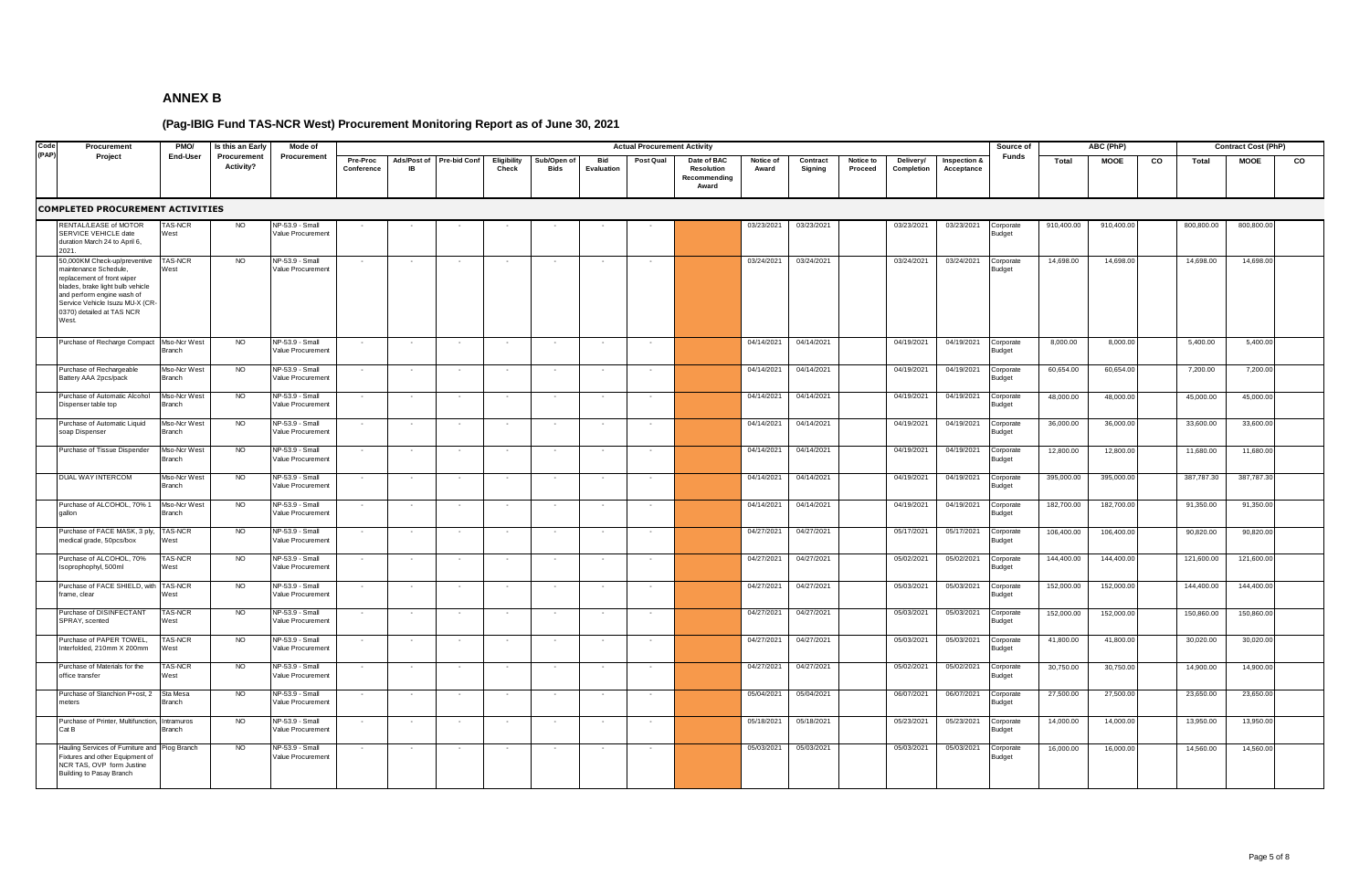# ANNEX B

## (Pag-IBIG Fund TAS-NCR West) Procurement Monitoring Report as of June 30, 2021

| Code (PAP) | Procurement Project | PMO/ End-User | Is this an Early Procurement Activity? | Mode of Procurement | Actual Procurement Activity | | | | | | | | | | | | | | Source of Funds | ABC (PhP) | | | Contract Cost (PhP) | | |
|---|---|---|---|---|---|---|---|---|---|---|---|---|---|---|---|---|---|---|---|---|---|---|---|---|---|
| | | | | | Pre-Proc Conference | Ads/Post of IB | Pre-bid Conf | Eligibility Check | Sub/Open of Bids | Bid Evaluation | Post Qual | Date of BAC Resolution Recommending Award | Notice of Award | Contract Signing | Notice to Proceed | Delivery/ Completion | Inspection & Acceptance | | | Total | MOOE | CO | Total | MOOE | CO |
| **COMPLETED PROCUREMENT ACTIVITIES** | | | | | | | | | | | | | | | | | | | | | | | | | |
| | RENTAL/LEASE of MOTOR SERVICE VEHICLE date duration March 24 to April 6, 2021. | TAS-NCR West | NO | NP-53.9 - Small Value Procurement | - | - | - | - | - | - | - | | 03/23/2021 | 03/23/2021 | | 03/23/2021 | 03/23/2021 | Corporate Budget | 910,400.00 | 910,400.00 | | 800,800.00 | 800,800.00 | |
| | 50,000KM Check-up/preventive maintenance Schedule, replacement of front wiper blades, brake light bulb vehicle and perform engine wash of Service Vehicle Isuzu MU-X (CR-0370) detailed at TAS NCR West. | TAS-NCR West | NO | NP-53.9 - Small Value Procurement | - | - | - | - | - | - | - | | 03/24/2021 | 03/24/2021 | | 03/24/2021 | 03/24/2021 | Corporate Budget | 14,698.00 | 14,698.00 | | 14,698.00 | 14,698.00 | |
| | Purchase of Recharge Compact | Mso-Ncr West Branch | NO | NP-53.9 - Small Value Procurement | - | - | - | - | - | - | - | | 04/14/2021 | 04/14/2021 | | 04/19/2021 | 04/19/2021 | Corporate Budget | 8,000.00 | 8,000.00 | | 5,400.00 | 5,400.00 | |
| | Purchase of Rechargeable Battery AAA 2pcs/pack | Mso-Ncr West Branch | NO | NP-53.9 - Small Value Procurement | - | - | - | - | - | - | - | | 04/14/2021 | 04/14/2021 | | 04/19/2021 | 04/19/2021 | Corporate Budget | 60,654.00 | 60,654.00 | | 7,200.00 | 7,200.00 | |
| | Purchase of Automatic Alcohol Dispenser table top | Mso-Ncr West Branch | NO | NP-53.9 - Small Value Procurement | - | - | - | - | - | - | - | | 04/14/2021 | 04/14/2021 | | 04/19/2021 | 04/19/2021 | Corporate Budget | 48,000.00 | 48,000.00 | | 45,000.00 | 45,000.00 | |
| | Purchase of Automatic Liquid soap Dispenser | Mso-Ncr West Branch | NO | NP-53.9 - Small Value Procurement | - | - | - | - | - | - | - | | 04/14/2021 | 04/14/2021 | | 04/19/2021 | 04/19/2021 | Corporate Budget | 36,000.00 | 36,000.00 | | 33,600.00 | 33,600.00 | |
| | Purchase of Tissue Dispender | Mso-Ncr West Branch | NO | NP-53.9 - Small Value Procurement | - | - | - | - | - | - | - | | 04/14/2021 | 04/14/2021 | | 04/19/2021 | 04/19/2021 | Corporate Budget | 12,800.00 | 12,800.00 | | 11,680.00 | 11,680.00 | |
| | DUAL WAY INTERCOM | Mso-Ncr West Branch | NO | NP-53.9 - Small Value Procurement | - | - | - | - | - | - | - | | 04/14/2021 | 04/14/2021 | | 04/19/2021 | 04/19/2021 | Corporate Budget | 395,000.00 | 395,000.00 | | 387,787.30 | 387,787.30 | |
| | Purchase of ALCOHOL, 70% 1 gallon | Mso-Ncr West Branch | NO | NP-53.9 - Small Value Procurement | - | - | - | - | - | - | - | | 04/14/2021 | 04/14/2021 | | 04/19/2021 | 04/19/2021 | Corporate Budget | 182,700.00 | 182,700.00 | | 91,350.00 | 91,350.00 | |
| | Purchase of FACE MASK, 3 ply, medical grade, 50pcs/box | TAS-NCR West | NO | NP-53.9 - Small Value Procurement | - | - | - | - | - | - | - | | 04/27/2021 | 04/27/2021 | | 05/17/2021 | 05/17/2021 | Corporate Budget | 106,400.00 | 106,400.00 | | 90,820.00 | 90,820.00 | |
| | Purchase of ALCOHOL, 70% Isoprophophyl, 500ml | TAS-NCR West | NO | NP-53.9 - Small Value Procurement | - | - | - | - | - | - | - | | 04/27/2021 | 04/27/2021 | | 05/02/2021 | 05/02/2021 | Corporate Budget | 144,400.00 | 144,400.00 | | 121,600.00 | 121,600.00 | |
| | Purchase of FACE SHIELD, with frame, clear | TAS-NCR West | NO | NP-53.9 - Small Value Procurement | - | - | - | - | - | - | - | | 04/27/2021 | 04/27/2021 | | 05/03/2021 | 05/03/2021 | Corporate Budget | 152,000.00 | 152,000.00 | | 144,400.00 | 144,400.00 | |
| | Purchase of DISINFECTANT SPRAY, scented | TAS-NCR West | NO | NP-53.9 - Small Value Procurement | - | - | - | - | - | - | - | | 04/27/2021 | 04/27/2021 | | 05/03/2021 | 05/03/2021 | Corporate Budget | 152,000.00 | 152,000.00 | | 150,860.00 | 150,860.00 | |
| | Purchase of PAPER TOWEL, Interfolded, 210mm X 200mm | TAS-NCR West | NO | NP-53.9 - Small Value Procurement | - | - | - | - | - | - | - | | 04/27/2021 | 04/27/2021 | | 05/03/2021 | 05/03/2021 | Corporate Budget | 41,800.00 | 41,800.00 | | 30,020.00 | 30,020.00 | |
| | Purchase of Materials for the office transfer | TAS-NCR West | NO | NP-53.9 - Small Value Procurement | - | - | - | - | - | - | - | | 04/27/2021 | 04/27/2021 | | 05/02/2021 | 05/02/2021 | Corporate Budget | 30,750.00 | 30,750.00 | | 14,900.00 | 14,900.00 | |
| | Purchase of Stanchion P+ost, 2 meters | Sta Mesa Branch | NO | NP-53.9 - Small Value Procurement | - | - | - | - | - | - | - | | 05/04/2021 | 05/04/2021 | | 06/07/2021 | 06/07/2021 | Corporate Budget | 27,500.00 | 27,500.00 | | 23,650.00 | 23,650.00 | |
| | Purchase of Printer, Multifunction, Cat B | Intramuros Branch | NO | NP-53.9 - Small Value Procurement | - | - | - | - | - | - | - | | 05/18/2021 | 05/18/2021 | | 05/23/2021 | 05/23/2021 | Corporate Budget | 14,000.00 | 14,000.00 | | 13,950.00 | 13,950.00 | |
| | Hauling Services of Furniture and Fixtures and other Equipment of NCR TAS, OVP form Justine Building to Pasay Branch | Piog Branch | NO | NP-53.9 - Small Value Procurement | - | - | - | - | - | - | - | | 05/03/2021 | 05/03/2021 | | 05/03/2021 | 05/03/2021 | Corporate Budget | 16,000.00 | 16,000.00 | | 14,560.00 | 14,560.00 | |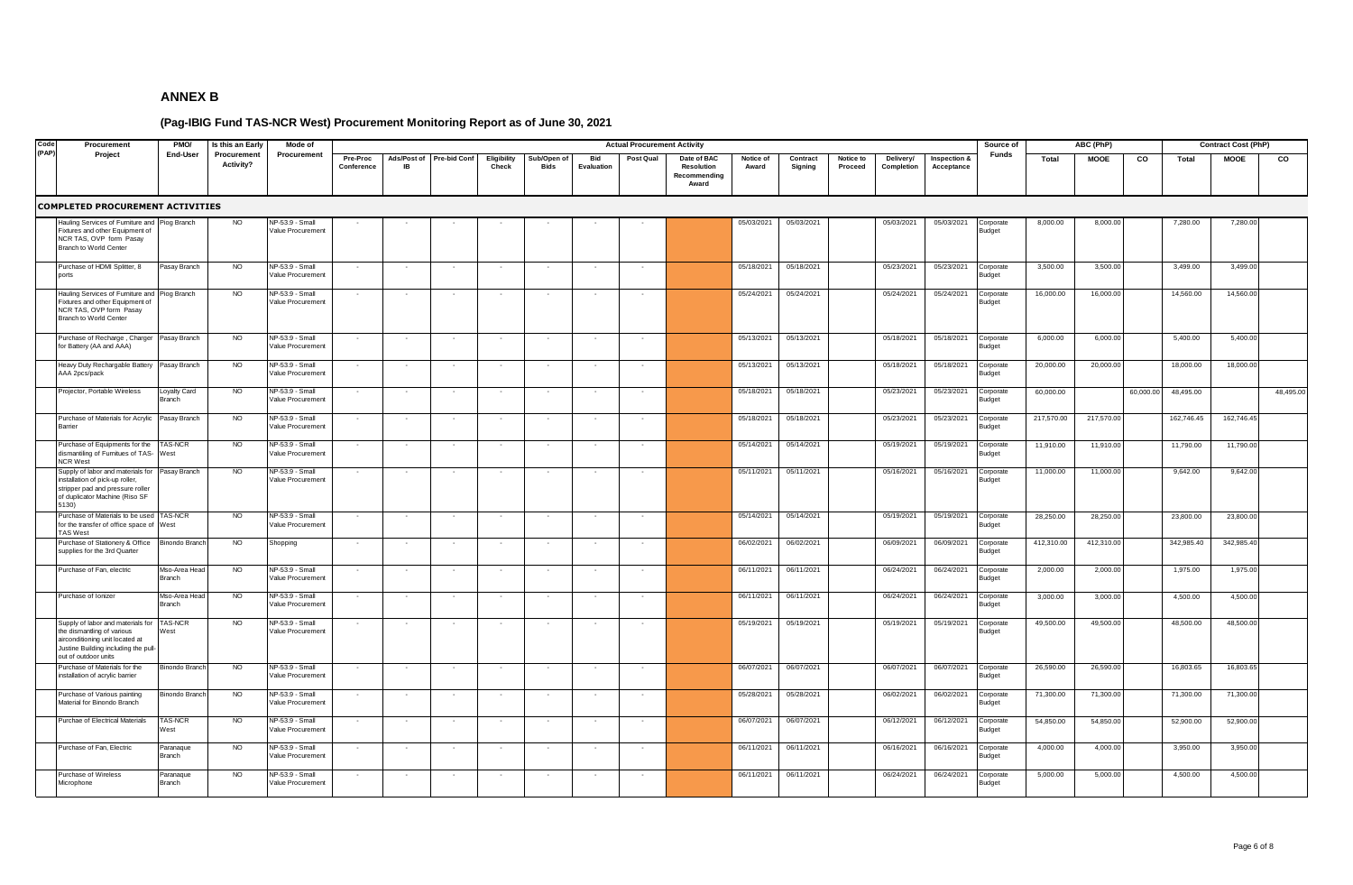# ANNEX B

## (Pag-IBIG Fund TAS-NCR West) Procurement Monitoring Report as of June 30, 2021

| Code (PAP) | Procurement Project | PMO/ End-User | Is this an Early Procurement Activity? | Mode of Procurement | Actual Procurement Activity | | | | | | | | | | | | | | Source of Funds | ABC (PhP) | | | Contract Cost (PhP) | | |
|---|---|---|---|---|---|---|---|---|---|---|---|---|---|---|---|---|---|---|---|---|---|---|---|---|---|
| | | | | | Pre-Proc Conference | Ads/Post of IB | Pre-bid Conf | Eligibility Check | Sub/Open of Bids | Bid Evaluation | Post Qual | Date of BAC Resolution Recommending Award | Notice of Award | Contract Signing | Notice to Proceed | Delivery/ Completion | Inspection & Acceptance | | Total | MOOE | CO | Total | MOOE | CO |
| **COMPLETED PROCUREMENT ACTIVITIES** | | | | | | | | | | | | | | | | | | | | | | | | | |
| | Hauling Services of Furniture and Fixtures and other Equipment of NCR TAS, OVP form Pasay Branch to World Center | Piog Branch | NO | NP-53.9 - Small Value Procurement | - | - | - | - | - | - | - | | 05/03/2021 | 05/03/2021 | | 05/03/2021 | 05/03/2021 | Corporate Budget | 8,000.00 | 8,000.00 | | 7,280.00 | 7,280.00 | |
| | Purchase of HDMI Splitter, 8 ports | Pasay Branch | NO | NP-53.9 - Small Value Procurement | - | - | - | - | - | - | - | | 05/18/2021 | 05/18/2021 | | 05/23/2021 | 05/23/2021 | Corporate Budget | 3,500.00 | 3,500.00 | | 3,499.00 | 3,499.00 | |
| | Hauling Services of Furniture and Fixtures and other Equipment of NCR TAS, OVP form Pasay Branch to World Center | Piog Branch | NO | NP-53.9 - Small Value Procurement | - | - | - | - | - | - | - | | 05/24/2021 | 05/24/2021 | | 05/24/2021 | 05/24/2021 | Corporate Budget | 16,000.00 | 16,000.00 | | 14,560.00 | 14,560.00 | |
| | Purchase of Recharge , Charger for Battery (AA and AAA) | Pasay Branch | NO | NP-53.9 - Small Value Procurement | - | - | - | - | - | - | - | | 05/13/2021 | 05/13/2021 | | 05/18/2021 | 05/18/2021 | Corporate Budget | 6,000.00 | 6,000.00 | | 5,400.00 | 5,400.00 | |
| | Heavy Duty Rechargable Battery AAA 2pcs/pack | Pasay Branch | NO | NP-53.9 - Small Value Procurement | - | - | - | - | - | - | - | | 05/13/2021 | 05/13/2021 | | 05/18/2021 | 05/18/2021 | Corporate Budget | 20,000.00 | 20,000.00 | | 18,000.00 | 18,000.00 | |
| | Projector, Portable Wireless | Loyalty Card Branch | NO | NP-53.9 - Small Value Procurement | - | - | - | - | - | - | - | | 05/18/2021 | 05/18/2021 | | 05/23/2021 | 05/23/2021 | Corporate Budget | 60,000.00 | | 60,000.00 | 48,495.00 | | 48,495.00 |
| | Purchase of Materials for Acrylic Barrier | Pasay Branch | NO | NP-53.9 - Small Value Procurement | - | - | - | - | - | - | - | | 05/18/2021 | 05/18/2021 | | 05/23/2021 | 05/23/2021 | Corporate Budget | 217,570.00 | 217,570.00 | | 162,746.45 | 162,746.45 | |
| | Purchase of Equipments for the dismantiling of Furnitues of TAS-NCR West | TAS-NCR West | NO | NP-53.9 - Small Value Procurement | - | - | - | - | - | - | - | | 05/14/2021 | 05/14/2021 | | 05/19/2021 | 05/19/2021 | Corporate Budget | 11,910.00 | 11,910.00 | | 11,790.00 | 11,790.00 | |
| | Supply of labor and materials for installation of pick-up roller, stripper pad and pressure roller of duplicator Machine (Riso SF 5130) | Pasay Branch | NO | NP-53.9 - Small Value Procurement | - | - | - | - | - | - | - | | 05/11/2021 | 05/11/2021 | | 05/16/2021 | 05/16/2021 | Corporate Budget | 11,000.00 | 11,000.00 | | 9,642.00 | 9,642.00 | |
| | Purchase of Materials to be used for the transfer of office space of TAS West | TAS-NCR West | NO | NP-53.9 - Small Value Procurement | - | - | - | - | - | - | - | | 05/14/2021 | 05/14/2021 | | 05/19/2021 | 05/19/2021 | Corporate Budget | 28,250.00 | 28,250.00 | | 23,800.00 | 23,800.00 | |
| | Purchase of Stationery & Office supplies for the 3rd Quarter | Binondo Branch | NO | Shopping | - | - | - | - | - | - | - | | 06/02/2021 | 06/02/2021 | | 06/09/2021 | 06/09/2021 | Corporate Budget | 412,310.00 | 412,310.00 | | 342,985.40 | 342,985.40 | |
| | Purchase of Fan, electric | Mso-Area Head Branch | NO | NP-53.9 - Small Value Procurement | - | - | - | - | - | - | - | | 06/11/2021 | 06/11/2021 | | 06/24/2021 | 06/24/2021 | Corporate Budget | 2,000.00 | 2,000.00 | | 1,975.00 | 1,975.00 | |
| | Purchase of Ionizer | Mso-Area Head Branch | NO | NP-53.9 - Small Value Procurement | - | - | - | - | - | - | - | | 06/11/2021 | 06/11/2021 | | 06/24/2021 | 06/24/2021 | Corporate Budget | 3,000.00 | 3,000.00 | | 4,500.00 | 4,500.00 | |
| | Supply of labor and materials for the dismantling of various airconditioning unit located at Justine Building including the pull-out of outdoor units | TAS-NCR West | NO | NP-53.9 - Small Value Procurement | - | - | - | - | - | - | - | | 05/19/2021 | 05/19/2021 | | 05/19/2021 | 05/19/2021 | Corporate Budget | 49,500.00 | 49,500.00 | | 48,500.00 | 48,500.00 | |
| | Purchase of Materials for the installation of acrylic barrier | Binondo Branch | NO | NP-53.9 - Small Value Procurement | - | - | - | - | - | - | - | | 06/07/2021 | 06/07/2021 | | 06/07/2021 | 06/07/2021 | Corporate Budget | 26,590.00 | 26,590.00 | | 16,803.65 | 16,803.65 | |
| | Purchase of Various painting Material for Binondo Branch | Binondo Branch | NO | NP-53.9 - Small Value Procurement | - | - | - | - | - | - | - | | 05/28/2021 | 05/28/2021 | | 06/02/2021 | 06/02/2021 | Corporate Budget | 71,300.00 | 71,300.00 | | 71,300.00 | 71,300.00 | |
| | Purchae of Electrical Materials | TAS-NCR West | NO | NP-53.9 - Small Value Procurement | - | - | - | - | - | - | - | | 06/07/2021 | 06/07/2021 | | 06/12/2021 | 06/12/2021 | Corporate Budget | 54,850.00 | 54,850.00 | | 52,900.00 | 52,900.00 | |
| | Purchase of Fan, Electric | Paranaque Branch | NO | NP-53.9 - Small Value Procurement | - | - | - | - | - | - | - | | 06/11/2021 | 06/11/2021 | | 06/16/2021 | 06/16/2021 | Corporate Budget | 4,000.00 | 4,000.00 | | 3,950.00 | 3,950.00 | |
| | Purchase of Wireless Microphone | Paranaque Branch | NO | NP-53.9 - Small Value Procurement | - | - | - | - | - | - | - | | 06/11/2021 | 06/11/2021 | | 06/24/2021 | 06/24/2021 | Corporate Budget | 5,000.00 | 5,000.00 | | 4,500.00 | 4,500.00 | |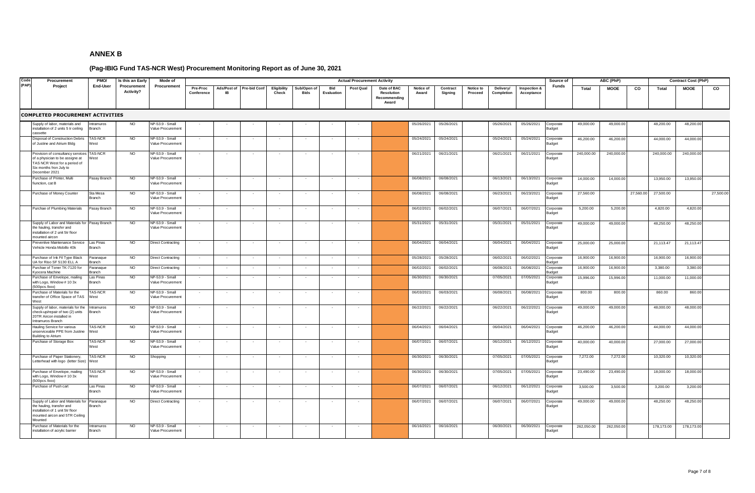# ANNEX B

## (Pag-IBIG Fund TAS-NCR West) Procurement Monitoring Report as of June 30, 2021

| Code (PAP) | Procurement Project | PMO/ End-User | Is this an Early Procurement Activity? | Mode of Procurement | Actual Procurement Activity | | | | | | | | | | | | | | Source of Funds | ABC (PhP) | | | Contract Cost (PhP) | | |
|---|---|---|---|---|---|---|---|---|---|---|---|---|---|---|---|---|---|---|---|---|---|---|---|---|---|
| | | | | | Pre-Proc Conference | Ads/Post of IB | Pre-bid Conf | Eligibility Check | Sub/Open of Bids | Bid Evaluation | Post Qual | Date of BAC Resolution Recommending Award | Notice of Award | Contract Signing | Notice to Proceed | Delivery/ Completion | Inspection & Acceptance | | | Total | MOOE | CO | Total | MOOE | CO |
| **COMPLETED PROCUREMENT ACTIVITIES** | | | | | | | | | | | | | | | | | | | | | | | | | |
| | Supply of labor, materials and installation of 2 units 5 tr ceiling cassette | Intramuros Branch | NO | NP-53.9 - Small Value Procurement | - | - | - | - | - | - | - | | 05/26/2021 | 05/26/2021 | | 05/26/2021 | 05/26/2021 | Corporate Budget | 49,000.00 | 49,000.00 | | 48,200.00 | 48,200.00 | |
| | Disposal of Construction Debris of Justine and Atrium Bldg | TAS-NCR West | NO | NP-53.9 - Small Value Procurement | - | - | - | - | - | - | - | | 05/24/2021 | 05/24/2021 | | 05/24/2021 | 05/24/2021 | Corporate Budget | 46,200.00 | 46,200.00 | | 44,000.00 | 44,000.00 | |
| | Provision of consultancy services of a physician to be assigne at TAS NCR West for a period of Six months from July to December 2021 | TAS-NCR West | NO | NP-53.9 - Small Value Procurement | - | - | - | - | - | - | - | | 06/21/2021 | 06/21/2021 | | 06/21/2021 | 06/21/2021 | Corporate Budget | 240,000.00 | 240,000.00 | | 240,000.00 | 240,000.00 | |
| | Purchase of Printer, Multi fiunction, cat B | Pasay Branch | NO | NP-53.9 - Small Value Procurement | - | - | - | - | - | - | - | | 06/08/2021 | 06/08/2021 | | 06/13/2021 | 06/13/2021 | Corporate Budget | 14,000.00 | 14,000.00 | | 13,950.00 | 13,950.00 | |
| | Purchase of Money Counter | Sta Mesa Branch | NO | NP-53.9 - Small Value Procurement | - | - | - | - | - | - | - | | 06/08/2021 | 06/08/2021 | | 06/23/2021 | 06/23/2021 | Corporate Budget | 27,560.00 | | 27,560.00 | 27,500.00 | | 27,500.00 |
| | Purchae of Plumbing Materials | Pasay Branch | NO | NP-53.9 - Small Value Procurement | - | - | - | - | - | - | - | | 06/02/2021 | 06/02/2021 | | 06/07/2021 | 06/07/2021 | Corporate Budget | 5,200.00 | 5,200.00 | | 4,820.00 | 4,820.00 | |
| | Supply of Labor and Materials for the hauling, transfer and installation of 2 unit 5tr floor mounted aircon | Pasay Branch | NO | NP-53.9 - Small Value Procurement | - | - | - | - | - | - | - | | 05/31/2021 | 05/31/2021 | | 05/31/2021 | 05/31/2021 | Corporate Budget | 49,000.00 | 49,000.00 | | 48,250.00 | 48,250.00 | |
| | Preventive Maintenance Service Vehicle Honda Mobillo 40k | Las Pinas Branch | NO | Direct Contracting | - | - | - | - | - | - | - | | 06/04/2021 | 06/04/2021 | | 06/04/2021 | 06/04/2021 | Corporate Budget | 25,000.00 | 25,000.00 | | 21,113.47 | 21,113.47 | |
| | Purchase of Ink Fil Type Black UA for Riso SF 5130 ELL A | Paranaque Branch | NO | Direct Contracting | - | - | - | - | - | - | - | | 05/28/2021 | 05/28/2021 | | 06/02/2021 | 06/02/2021 | Corporate Budget | 16,900.00 | 16,900.00 | | 16,900.00 | 16,900.00 | |
| | Purchase of Toner TK-7120 for Kyocera Machine | Paranaque Branch | NO | Direct Contracting | - | - | - | - | - | - | - | | 06/02/2021 | 06/02/2021 | | 06/08/2021 | 06/08/2021 | Corporate Budget | 16,900.00 | 16,900.00 | | 3,380.00 | 3,380.00 | |
| | Purchase of Envelope, mailing with Logo, Window # 10 3x (500pcs /box) | Las Pinas Branch | NO | NP-53.9 - Small Value Procurement | - | - | - | - | - | - | - | | 06/30/2021 | 06/30/2021 | | 07/05/2021 | 07/05/2021 | Corporate Budget | 15,996.00 | 15,996.00 | | 11,000.00 | 11,000.00 | |
| | Purchase of Materials for the transfer of Office Space of TAS West | TAS-NCR West | NO | NP-53.9 - Small Value Procurement | - | - | - | - | - | - | - | | 06/03/2021 | 06/03/2021 | | 06/08/2021 | 06/08/2021 | Corporate Budget | 800.00 | 800.00 | | 860.00 | 860.00 | |
| | Supply of labor, materials for the check-up/repair of two (2) units 20TR Aircon installed in Intramuros Branch | Intramuros Branch | NO | NP-53.9 - Small Value Procurement | - | - | - | - | - | - | - | | 06/22/2021 | 06/22/2021 | | 06/22/2021 | 06/22/2021 | Corporate Budget | 49,000.00 | 49,000.00 | | 48,000.00 | 48,000.00 | |
| | Hauling Service for various unserviceable PPE from Justine Building to Atrium | TAS-NCR West | NO | NP-53.9 - Small Value Procurement | - | - | - | - | - | - | - | | 06/04/2021 | 06/04/2021 | | 06/04/2021 | 06/04/2021 | Corporate Budget | 46,200.00 | 46,200.00 | | 44,000.00 | 44,000.00 | |
| | Purchase of Storage Box | TAS-NCR West | NO | NP-53.9 - Small Value Procurement | - | - | - | - | - | - | - | | 06/07/2021 | 06/07/2021 | | 06/12/2021 | 06/12/2021 | Corporate Budget | 40,000.00 | 40,000.00 | | 27,000.00 | 27,000.00 | |
| | Purchase of Paper Stationery, Letterhead with logo (letter Size) | TAS-NCR West | NO | Shopping | - | - | - | - | - | - | - | | 06/30/2021 | 06/30/2021 | | 07/05/2021 | 07/05/2021 | Corporate Budget | 7,272.00 | 7,272.00 | | 10,320.00 | 10,320.00 | |
| | Purchase of Envelope, mailing with Logo, Window # 10 3x (500pcs /box) | TAS-NCR West | NO | NP-53.9 - Small Value Procurement | - | - | - | - | - | - | - | | 06/30/2021 | 06/30/2021 | | 07/05/2021 | 07/05/2021 | Corporate Budget | 23,490.00 | 23,490.00 | | 18,000.00 | 18,000.00 | |
| | Purchase of Push cart | Las Pinas Branch | NO | NP-53.9 - Small Value Procurement | - | - | - | - | - | - | - | | 06/07/2021 | 06/07/2021 | | 06/12/2021 | 06/12/2021 | Corporate Budget | 3,500.00 | 3,500.00 | | 3,200.00 | 3,200.00 | |
| | Supply of Labor and Materials for the hauling, transfer and installation of 1 unit 5tr floor mounted aircon and 5TR Ceiling Mounted | Paranaque Branch | NO | Direct Contracting | - | - | - | - | - | - | - | | 06/07/2021 | 06/07/2021 | | 06/07/2021 | 06/07/2021 | Corporate Budget | 49,000.00 | 49,000.00 | | 48,250.00 | 48,250.00 | |
| | Purchase of Materials for the installation of acrylic barrier | Intramuros Branch | NO | NP-53.9 - Small Value Procurement | - | - | - | - | - | - | - | | 06/16/2021 | 06/16/2021 | | 06/30/2021 | 06/30/2021 | Corporate Budget | 262,050.00 | 262,050.00 | | 178,173.00 | 178,173.00 | |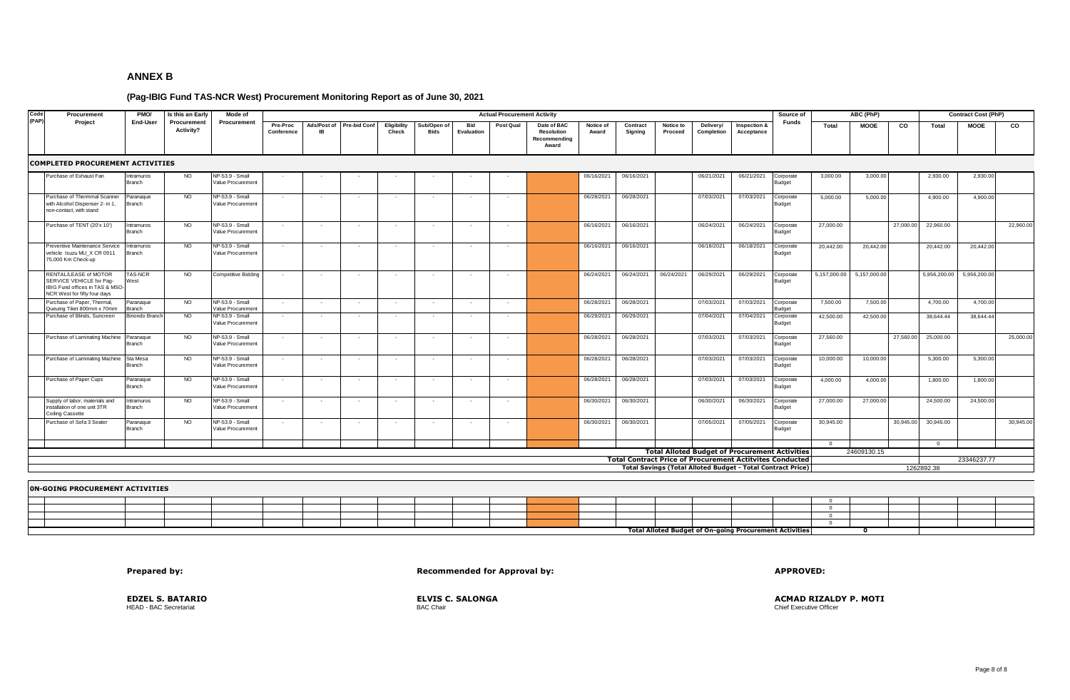# ANNEX B

## (Pag-IBIG Fund TAS-NCR West) Procurement Monitoring Report as of June 30, 2021

| Code (PAP) | Procurement Project | PMO/ End-User | Is this an Early Procurement Activity? | Mode of Procurement | Actual Procurement Activity | | | | | | | | | | | | | | Source of Funds | ABC (PhP) | | | Contract Cost (PhP) | | |
|---|---|---|---|---|---|---|---|---|---|---|---|---|---|---|---|---|---|---|---|---|---|---|---|---|---|
| | | | | | Pre-Proc Conference | Ads/Post of IB | Pre-bid Conf | Eligibility Check | Sub/Open of Bids | Bid Evaluation | Post Qual | Date of BAC Resolution Recommending Award | Notice of Award | Contract Signing | Notice to Proceed | Delivery/ Completion | Inspection & Acceptance | | Total | MOOE | CO | Total | MOOE | CO |
| **COMPLETED PROCUREMENT ACTIVITIES** | | | | | | | | | | | | | | | | | | | | | | | | | |
| | Purchase of Exhaust Fan | Intramuros Branch | NO | NP-53.9 - Small Value Procurement | - | - | - | - | - | - | - | | 06/16/2021 | 06/16/2021 | | 06/21/2021 | 06/21/2021 | Corporate Budget | 3,000.00 | 3,000.00 | | 2,930.00 | 2,930.00 | |
| | Purchase of Thermmal Scanner with Alcohol Dispenser 2- in 1, non-contact, with stand | Paranaque Branch | NO | NP-53.9 - Small Value Procurement | - | - | - | - | - | - | - | | 06/28/2021 | 06/28/2021 | | 07/03/2021 | 07/03/2021 | Corporate Budget | 5,000.00 | 5,000.00 | | 4,900.00 | 4,900.00 | |
| | Purchase of TENT (20'x 10') | Intramuros Branch | NO | NP-53.9 - Small Value Procurement | - | - | - | - | - | - | - | | 06/16/2021 | 06/16/2021 | | 06/24/2021 | 06/24/2021 | Corporate Budget | 27,000.00 | | 27,000.00 | 22,960.00 | | 22,960.00 |
| | Preventive Maintenance Service vehicle Isuzu MU_X CR 0911 75,000 Km Check-up | Intramuros Branch | NO | NP-53.9 - Small Value Procurement | - | - | - | - | - | - | - | | 06/16/2021 | 06/16/2021 | | 06/18/2021 | 06/18/2021 | Corporate Budget | 20,442.00 | 20,442.00 | | 20,442.00 | 20,442.00 | |
| | RENTAL/LEASE of MOTOR SERVICE VEHICLE for Pag-IBIG Fund offices in TAS & MSO-NCR West for fifty four days | TAS-NCR West | NO | Competitive Bidding | - | - | - | - | - | - | - | | 06/24/2021 | 06/24/2021 | 06/24/2021 | 06/29/2021 | 06/29/2021 | Corporate Budget | 5,157,000.00 | 5,157,000.00 | | 5,956,200.00 | 5,956,200.00 | |
| | Purchase of Paper, Thermal, Queuing Tiket 800mm x 70mm | Paranaque Branch | NO | NP-53.9 - Small Value Procurement | - | - | - | - | - | - | - | | 06/28/2021 | 06/28/2021 | | 07/03/2021 | 07/03/2021 | Corporate Budget | 7,500.00 | 7,500.00 | | 4,700.00 | 4,700.00 | |
| | Purchase of Blinds, Suncreen | Binondo Branch | NO | NP-53.9 - Small Value Procurement | - | - | - | - | - | - | - | | 06/29/2021 | 06/29/2021 | | 07/04/2021 | 07/04/2021 | Corporate Budget | 42,500.00 | 42,500.00 | | 38,644.44 | 38,644.44 | |
| | Purchase of Laminating Machine | Paranaque Branch | NO | NP-53.9 - Small Value Procurement | - | - | - | - | - | - | - | | 06/28/2021 | 06/28/2021 | | 07/03/2021 | 07/03/2021 | Corporate Budget | 27,560.00 | | 27,560.00 | 25,000.00 | | 25,000.00 |
| | Purchase of Laminating Machine | Sta Mesa Branch | NO | NP-53.9 - Small Value Procurement | - | - | - | - | - | - | - | | 06/28/2021 | 06/28/2021 | | 07/03/2021 | 07/03/2021 | Corporate Budget | 10,000.00 | 10,000.00 | | 5,300.00 | 5,300.00 | |
| | Purchase of Paper Cups | Paranaque Branch | NO | NP-53.9 - Small Value Procurement | - | - | - | - | - | - | - | | 06/28/2021 | 06/28/2021 | | 07/03/2021 | 07/03/2021 | Corporate Budget | 4,000.00 | 4,000.00 | | 1,800.00 | 1,800.00 | |
| | Supply of labor, materials and installation of one unit 3TR Ceiling Cassette | Intramuros Branch | NO | NP-53.9 - Small Value Procurement | - | - | - | - | - | - | - | | 06/30/2021 | 06/30/2021 | | 06/30/2021 | 06/30/2021 | Corporate Budget | 27,000.00 | 27,000.00 | | 24,500.00 | 24,500.00 | |
| | Purchase of Sofa 3 Seater | Paranaque Branch | NO | NP-53.9 - Small Value Procurement | - | - | - | - | - | - | - | | 06/30/2021 | 06/30/2021 | | 07/05/2021 | 07/05/2021 | Corporate Budget | 30,945.00 | | 30,945.00 | 30,945.00 | | 30,945.00 |
| | | | | | | | | | | | | | | | | | | | 0 | | | 0 | | |
| | | | | | | | | | | | | | | | | | **Total Alloted Budget of Procurement Activities** | | | 24609130.15 | | | | |
| | | | | | | | | | | | | | | | | | **Total Contract Price of Procurement Actitvites Conducted** | | | | | | 23346237.77 | |
| | | | | | | | | | | | | | | | | | **Total Savings (Total Alloted Budget - Total Contract Price)** | | | | | 1262892.38 | | |
| **ON-GOING PROCUREMENT ACTIVITIES** | | | | | | | | | | | | | | | | | | | | | | | | | |
| | | | | | | | | | | | | | | | | | | | 0 | | | | | |
| | | | | | | | | | | | | | | | | | | | 0 | | | | | |
| | | | | | | | | | | | | | | | | | | | 0 | | | | | |
| | | | | | | | | | | | | | | | | | | | 0 | | | | | |
| | | | | | | | | | | | | | | | | | **Total Alloted Budget of On-going Procurement Activities** | | | 0 | | | | |

**Prepared by:**

**EDZEL S. BATARIO**
HEAD - BAC Secretariat

**Recommended for Approval by:**

**ELVIS C. SALONGA**
BAC Chair

**APPROVED:**

**ACMAD RIZALDY P. MOTI**
Chief Executive Officer